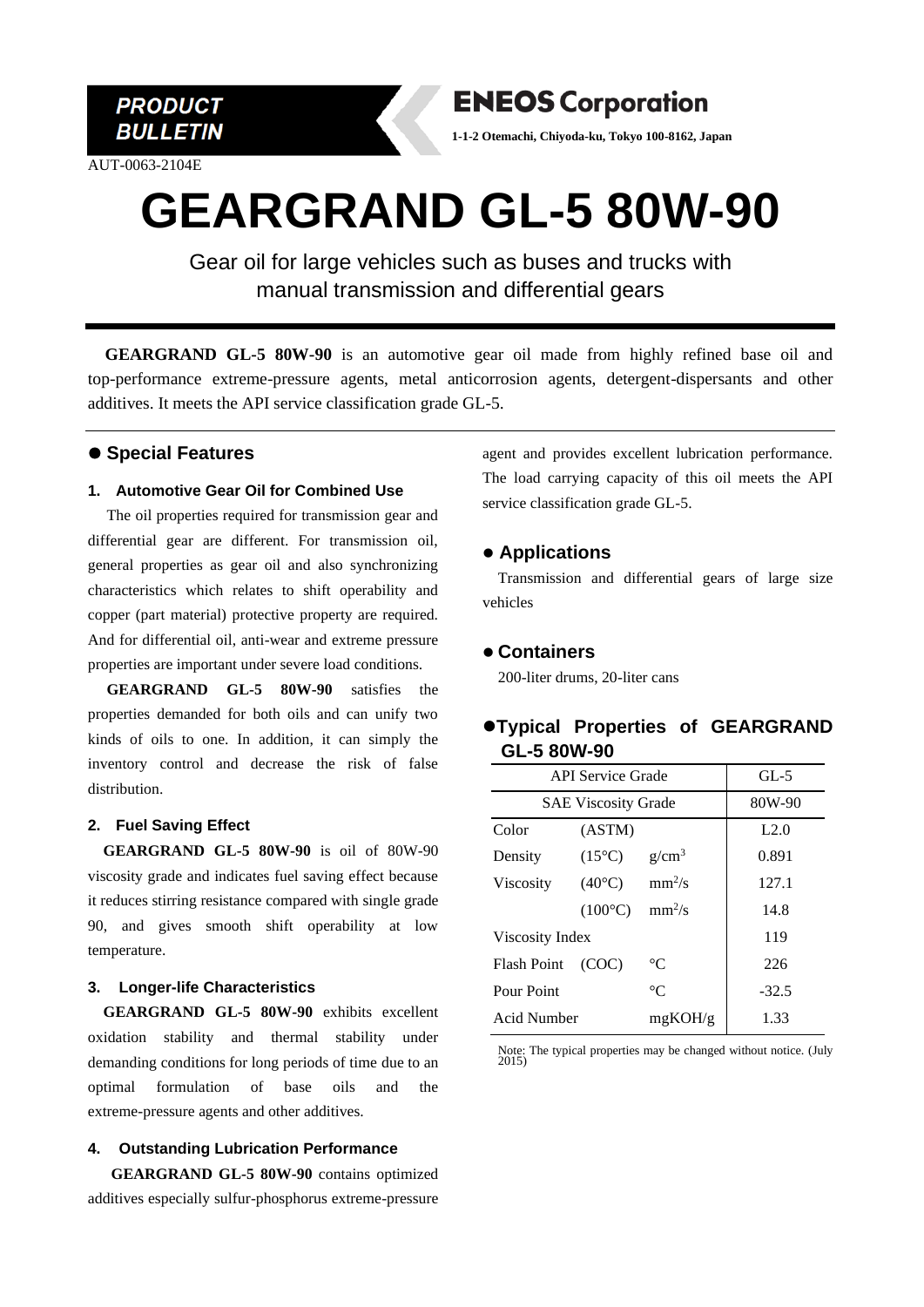PRODUCT BULLETIN

AUT-0063-2104E

**ENEOS Corporation**

**1-1-2 Otemachi, Chiyoda-ku, Tokyo 100-8162, Japan**

# GEARGRAND GL-5 80W-90

Gear oil for large vehicles such as buses and trucks with manual transmission and differential gears

**GEARGRAND GL-5 80W-90** is an automotive gear oil made from highly refined base oil and top-performance extreme-pressure agents, metal anticorrosion agents, detergent-dispersants and other additives. It meets the API service classification grade GL-5.

## ● Special Features

### 1. Automotive Gear Oil for Combined Use

The oil properties required for transmission gear and differential gear are different. For transmission oil, general properties as gear oil and also synchronizing characteristics which relates to shift operability and copper (part material) protective property are required. And for differential oil, anti-wear and extreme pressure properties are important under severe load conditions.

**GEARGRAND GL-5 80W-90** satisfies the properties demanded for both oils and can unify two kinds of oils to one. In addition, it can simply the inventory control and decrease the risk of false distribution.

### 2. Fuel Saving Effect

**GEARGRAND GL-5 80W-90** is oil of 80W-90 viscosity grade and indicates fuel saving effect because it reduces stirring resistance compared with single grade 90, and gives smooth shift operability at low temperature.

### 3. Longer-life Characteristics

**GEARGRAND GL-5 80W-90** exhibits excellent oxidation stability and thermal stability under demanding conditions for long periods of time due to an optimal formulation of base oils and the extreme-pressure agents and other additives.

### 4. Outstanding Lubrication Performance

**GEARGRAND GL-5 80W-90** contains optimized additives especially sulfur-phosphorus extreme-pressure agent and provides excellent lubrication performance. The load carrying capacity of this oil meets the API service classification grade GL-5.

## ● Applications

Transmission and differential gears of large size vehicles

## ● Containers

200-liter drums, 20-liter cans

## ● Typical Properties of GEARGRAND GL-5 80W-90

| API Service Grade | | | GL-5 |
|---|---|---|---|
| SAE Viscosity Grade | | | 80W-90 |
| Color | (ASTM) | | L2.0 |
| Density | (15°C) | g/cm$^3$ | 0.891 |
| Viscosity | (40°C) | mm$^2$/s | 127.1 |
| | (100°C) | mm$^2$/s | 14.8 |
| Viscosity Index | | | 119 |
| Flash Point | (COC) | °C | 226 |
| Pour Point | | °C | -32.5 |
| Acid Number | | mgKOH/g | 1.33 |

Note: The typical properties may be changed without notice. (July 2015)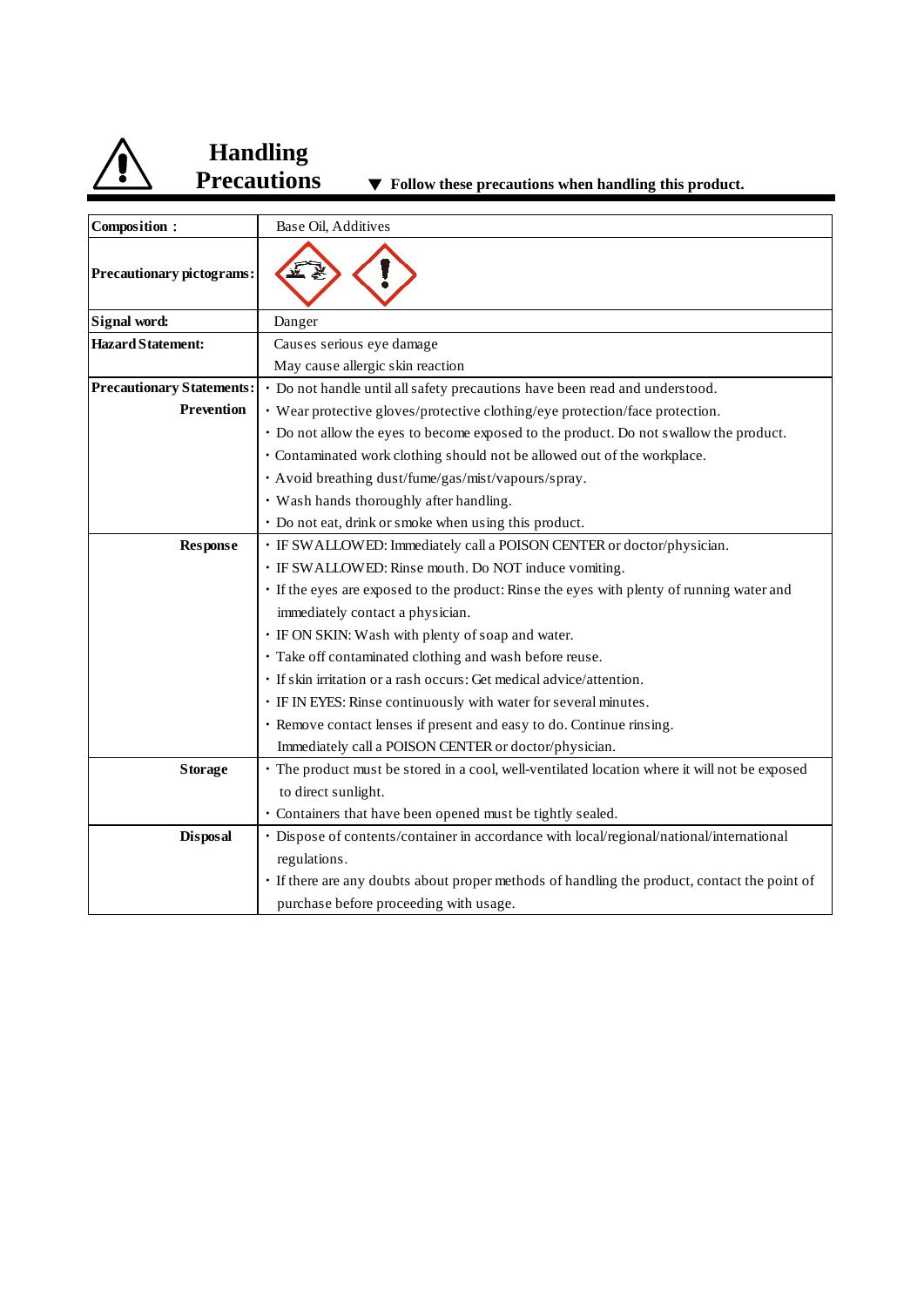# Handling Precautions

▼ **Follow these precautions when handling this product.**

| | |
|---|---|
| **Composition：** | Base Oil, Additives |
| **Precautionary pictograms:** | |
| **Signal word:** | Danger |
| **Hazard Statement:** | Causes serious eye damage<br>May cause allergic skin reaction |
| **Precautionary Statements:**<br>**Prevention** | · Do not handle until all safety precautions have been read and understood.<br>· Wear protective gloves/protective clothing/eye protection/face protection.<br>· Do not allow the eyes to become exposed to the product. Do not swallow the product.<br>· Contaminated work clothing should not be allowed out of the workplace.<br>· Avoid breathing dust/fume/gas/mist/vapours/spray.<br>· Wash hands thoroughly after handling.<br>· Do not eat, drink or smoke when using this product. |
| **Response** | · IF SWALLOWED: Immediately call a POISON CENTER or doctor/physician.<br>· IF SWALLOWED: Rinse mouth. Do NOT induce vomiting.<br>· If the eyes are exposed to the product: Rinse the eyes with plenty of running water and immediately contact a physician.<br>· IF ON SKIN: Wash with plenty of soap and water.<br>· Take off contaminated clothing and wash before reuse.<br>· If skin irritation or a rash occurs: Get medical advice/attention.<br>· IF IN EYES: Rinse continuously with water for several minutes.<br>· Remove contact lenses if present and easy to do. Continue rinsing. Immediately call a POISON CENTER or doctor/physician. |
| **Storage** | · The product must be stored in a cool, well-ventilated location where it will not be exposed to direct sunlight.<br>· Containers that have been opened must be tightly sealed. |
| **Disposal** | · Dispose of contents/container in accordance with local/regional/national/international regulations.<br>· If there are any doubts about proper methods of handling the product, contact the point of purchase before proceeding with usage. |